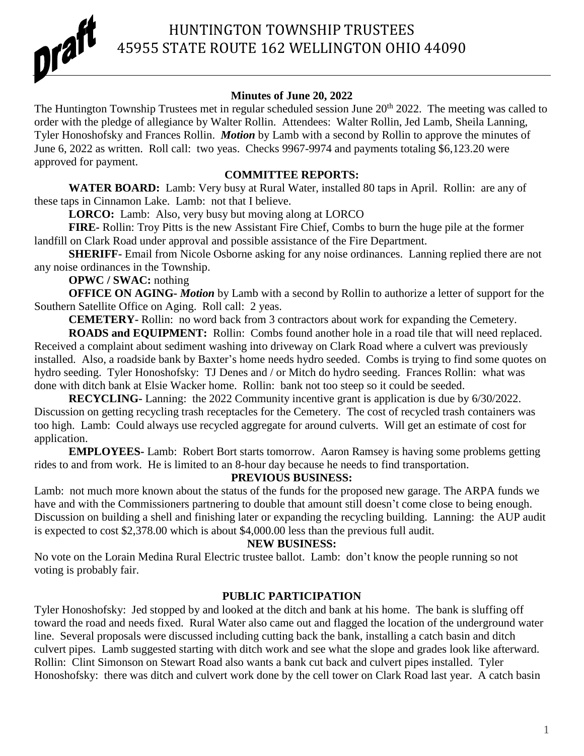Draft

# HUNTINGTON TOWNSHIP TRUSTEES
## 45955 STATE ROUTE 162 WELLINGTON OHIO 44090

### Minutes of June 20, 2022

The Huntington Township Trustees met in regular scheduled session June 20th 2022. The meeting was called to order with the pledge of allegiance by Walter Rollin. Attendees: Walter Rollin, Jed Lamb, Sheila Lanning, Tyler Honoshofsky and Frances Rollin. ***Motion*** by Lamb with a second by Rollin to approve the minutes of June 6, 2022 as written. Roll call: two yeas. Checks 9967-9974 and payments totaling $6,123.20 were approved for payment.

### COMMITTEE REPORTS:

**WATER BOARD:** Lamb: Very busy at Rural Water, installed 80 taps in April. Rollin: are any of these taps in Cinnamon Lake. Lamb: not that I believe.

**LORCO:** Lamb: Also, very busy but moving along at LORCO

**FIRE-** Rollin: Troy Pitts is the new Assistant Fire Chief, Combs to burn the huge pile at the former landfill on Clark Road under approval and possible assistance of the Fire Department.

**SHERIFF-** Email from Nicole Osborne asking for any noise ordinances. Lanning replied there are not any noise ordinances in the Township.

**OPWC / SWAC:** nothing

**OFFICE ON AGING-** ***Motion*** by Lamb with a second by Rollin to authorize a letter of support for the Southern Satellite Office on Aging. Roll call: 2 yeas.

**CEMETERY-** Rollin: no word back from 3 contractors about work for expanding the Cemetery.

**ROADS and EQUIPMENT:** Rollin: Combs found another hole in a road tile that will need replaced. Received a complaint about sediment washing into driveway on Clark Road where a culvert was previously installed. Also, a roadside bank by Baxter's home needs hydro seeded. Combs is trying to find some quotes on hydro seeding. Tyler Honoshofsky: TJ Denes and / or Mitch do hydro seeding. Frances Rollin: what was done with ditch bank at Elsie Wacker home. Rollin: bank not too steep so it could be seeded.

**RECYCLING-** Lanning: the 2022 Community incentive grant is application is due by 6/30/2022. Discussion on getting recycling trash receptacles for the Cemetery. The cost of recycled trash containers was too high. Lamb: Could always use recycled aggregate for around culverts. Will get an estimate of cost for application.

**EMPLOYEES-** Lamb: Robert Bort starts tomorrow. Aaron Ramsey is having some problems getting rides to and from work. He is limited to an 8-hour day because he needs to find transportation.

### PREVIOUS BUSINESS:

Lamb: not much more known about the status of the funds for the proposed new garage. The ARPA funds we have and with the Commissioners partnering to double that amount still doesn't come close to being enough. Discussion on building a shell and finishing later or expanding the recycling building. Lanning: the AUP audit is expected to cost $2,378.00 which is about $4,000.00 less than the previous full audit.

### NEW BUSINESS:

No vote on the Lorain Medina Rural Electric trustee ballot. Lamb: don't know the people running so not voting is probably fair.

### PUBLIC PARTICIPATION

Tyler Honoshofsky: Jed stopped by and looked at the ditch and bank at his home. The bank is sluffing off toward the road and needs fixed. Rural Water also came out and flagged the location of the underground water line. Several proposals were discussed including cutting back the bank, installing a catch basin and ditch culvert pipes. Lamb suggested starting with ditch work and see what the slope and grades look like afterward. Rollin: Clint Simonson on Stewart Road also wants a bank cut back and culvert pipes installed. Tyler Honoshofsky: there was ditch and culvert work done by the cell tower on Clark Road last year. A catch basin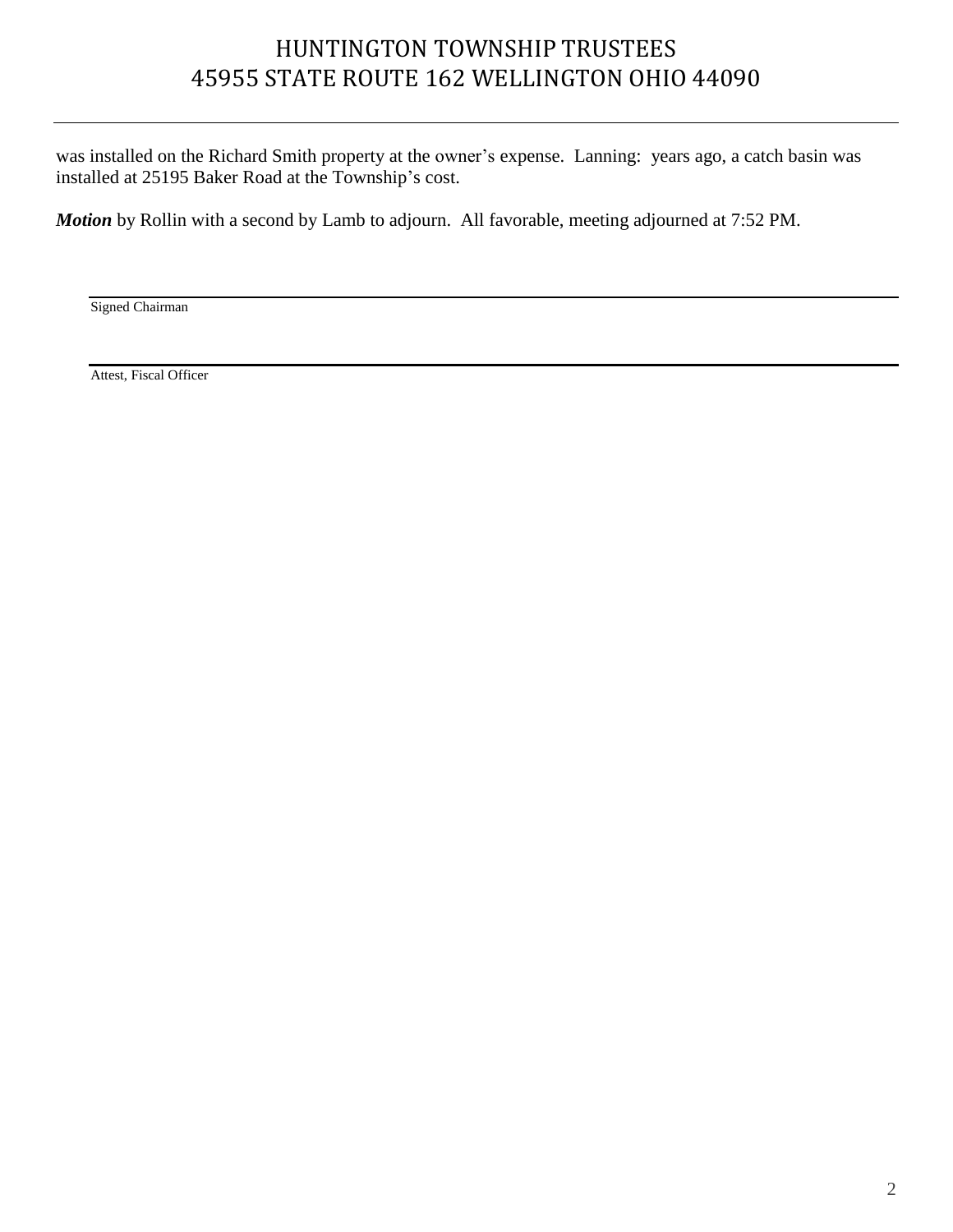was installed on the Richard Smith property at the owner's expense. Lanning: years ago, a catch basin was installed at 25195 Baker Road at the Township's cost.

***Motion*** by Rollin with a second by Lamb to adjourn. All favorable, meeting adjourned at 7:52 PM.

---

Signed Chairman

---

Attest, Fiscal Officer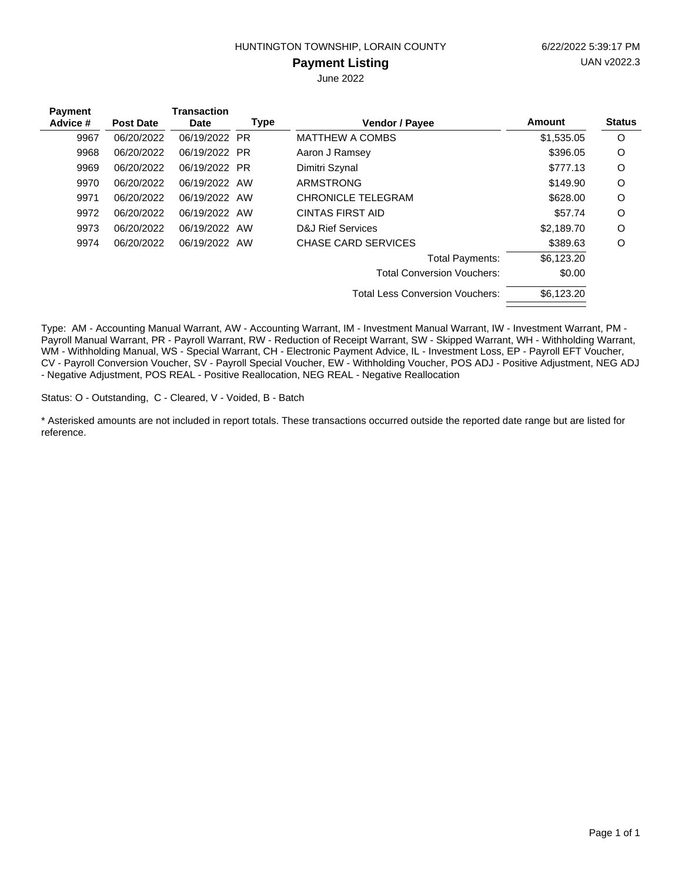HUNTINGTON TOWNSHIP, LORAIN COUNTY

6/22/2022 5:39:17 PM

UAN v2022.3

# Payment Listing

June 2022

| Payment Advice # | Post Date | Transaction Date | Type | Vendor / Payee | Amount | Status |
|---|---|---|---|---|---|---|
| 9967 | 06/20/2022 | 06/19/2022 | PR | MATTHEW A COMBS | $1,535.05 | O |
| 9968 | 06/20/2022 | 06/19/2022 | PR | Aaron J Ramsey | $396.05 | O |
| 9969 | 06/20/2022 | 06/19/2022 | PR | Dimitri Szynal | $777.13 | O |
| 9970 | 06/20/2022 | 06/19/2022 | AW | ARMSTRONG | $149.90 | O |
| 9971 | 06/20/2022 | 06/19/2022 | AW | CHRONICLE TELEGRAM | $628.00 | O |
| 9972 | 06/20/2022 | 06/19/2022 | AW | CINTAS FIRST AID | $57.74 | O |
| 9973 | 06/20/2022 | 06/19/2022 | AW | D&J Rief Services | $2,189.70 | O |
| 9974 | 06/20/2022 | 06/19/2022 | AW | CHASE CARD SERVICES | $389.63 | O |
| | | | | Total Payments: | $6,123.20 | |
| | | | | Total Conversion Vouchers: | $0.00 | |
| | | | | Total Less Conversion Vouchers: | $6,123.20 | |

Type: AM - Accounting Manual Warrant, AW - Accounting Warrant, IM - Investment Manual Warrant, IW - Investment Warrant, PM - Payroll Manual Warrant, PR - Payroll Warrant, RW - Reduction of Receipt Warrant, SW - Skipped Warrant, WH - Withholding Warrant, WM - Withholding Manual, WS - Special Warrant, CH - Electronic Payment Advice, IL - Investment Loss, EP - Payroll EFT Voucher, CV - Payroll Conversion Voucher, SV - Payroll Special Voucher, EW - Withholding Voucher, POS ADJ - Positive Adjustment, NEG ADJ - Negative Adjustment, POS REAL - Positive Reallocation, NEG REAL - Negative Reallocation

Status: O - Outstanding, C - Cleared, V - Voided, B - Batch

* Asterisked amounts are not included in report totals. These transactions occurred outside the reported date range but are listed for reference.